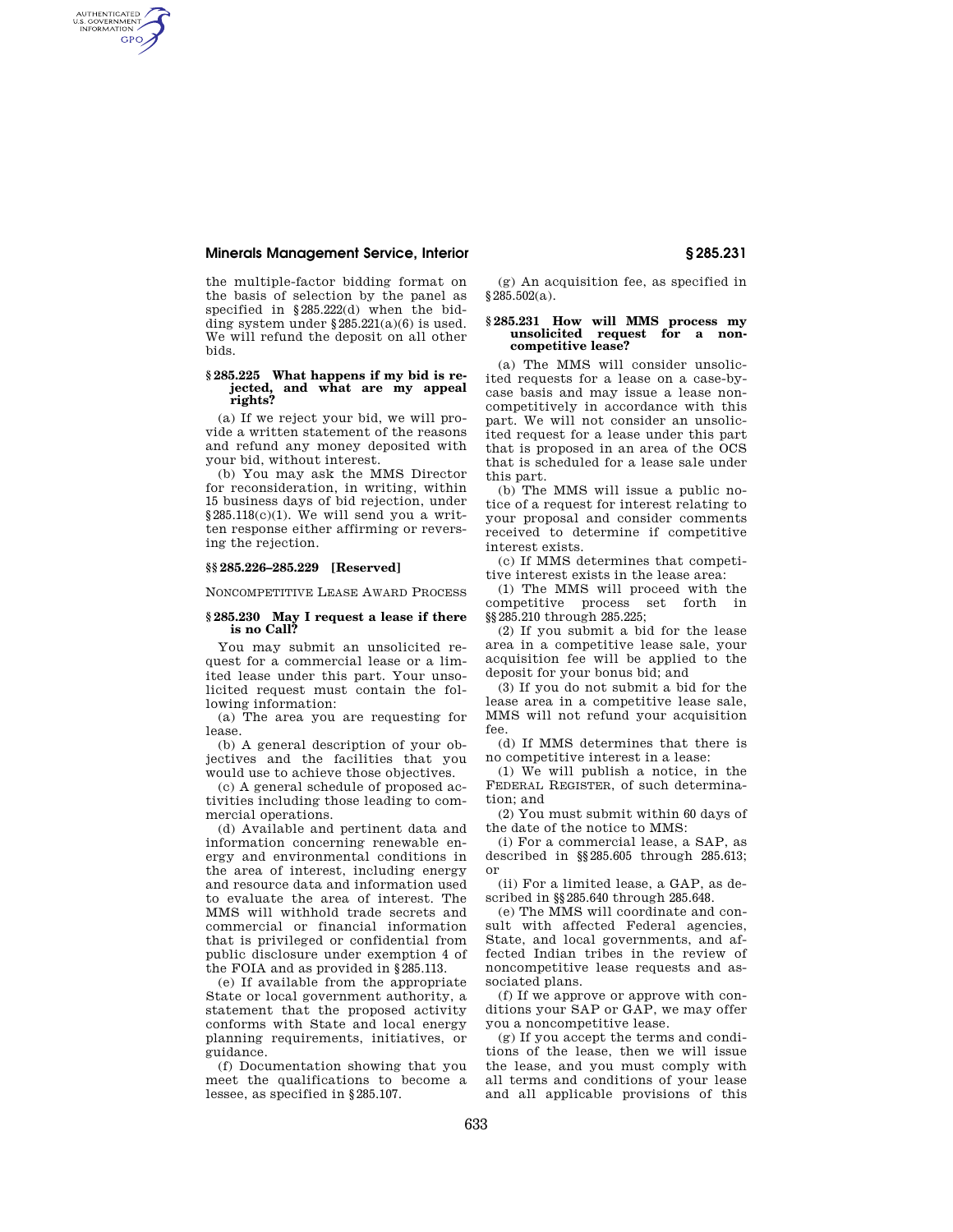the multiple-factor bidding format on the basis of selection by the panel as specified in §285.222(d) when the bidding system under §285.221(a)(6) is used. We will refund the deposit on all other bids.

### § 285.225 What happens if my bid is rejected, and what are my appeal rights?

(a) If we reject your bid, we will provide a written statement of the reasons and refund any money deposited with your bid, without interest.

(b) You may ask the MMS Director for reconsideration, in writing, within 15 business days of bid rejection, under §285.118(c)(1). We will send you a written response either affirming or reversing the rejection.

### §§ 285.226–285.229 [Reserved]

NONCOMPETITIVE LEASE AWARD PROCESS

### § 285.230 May I request a lease if there is no Call?

You may submit an unsolicited request for a commercial lease or a limited lease under this part. Your unsolicited request must contain the following information:

(a) The area you are requesting for lease.

(b) A general description of your objectives and the facilities that you would use to achieve those objectives.

(c) A general schedule of proposed activities including those leading to commercial operations.

(d) Available and pertinent data and information concerning renewable energy and environmental conditions in the area of interest, including energy and resource data and information used to evaluate the area of interest. The MMS will withhold trade secrets and commercial or financial information that is privileged or confidential from public disclosure under exemption 4 of the FOIA and as provided in §285.113.

(e) If available from the appropriate State or local government authority, a statement that the proposed activity conforms with State and local energy planning requirements, initiatives, or guidance.

(f) Documentation showing that you meet the qualifications to become a lessee, as specified in §285.107.

(g) An acquisition fee, as specified in §285.502(a).

### § 285.231 How will MMS process my unsolicited request for a noncompetitive lease?

(a) The MMS will consider unsolicited requests for a lease on a case-by-case basis and may issue a lease noncompetitively in accordance with this part. We will not consider an unsolicited request for a lease under this part that is proposed in an area of the OCS that is scheduled for a lease sale under this part.

(b) The MMS will issue a public notice of a request for interest relating to your proposal and consider comments received to determine if competitive interest exists.

(c) If MMS determines that competitive interest exists in the lease area:

(1) The MMS will proceed with the competitive process set forth in §§285.210 through 285.225;

(2) If you submit a bid for the lease area in a competitive lease sale, your acquisition fee will be applied to the deposit for your bonus bid; and

(3) If you do not submit a bid for the lease area in a competitive lease sale, MMS will not refund your acquisition fee.

(d) If MMS determines that there is no competitive interest in a lease:

(1) We will publish a notice, in the FEDERAL REGISTER, of such determination; and

(2) You must submit within 60 days of the date of the notice to MMS:

(i) For a commercial lease, a SAP, as described in §§285.605 through 285.613; or

(ii) For a limited lease, a GAP, as described in §§285.640 through 285.648.

(e) The MMS will coordinate and consult with affected Federal agencies, State, and local governments, and affected Indian tribes in the review of noncompetitive lease requests and associated plans.

(f) If we approve or approve with conditions your SAP or GAP, we may offer you a noncompetitive lease.

(g) If you accept the terms and conditions of the lease, then we will issue the lease, and you must comply with all terms and conditions of your lease and all applicable provisions of this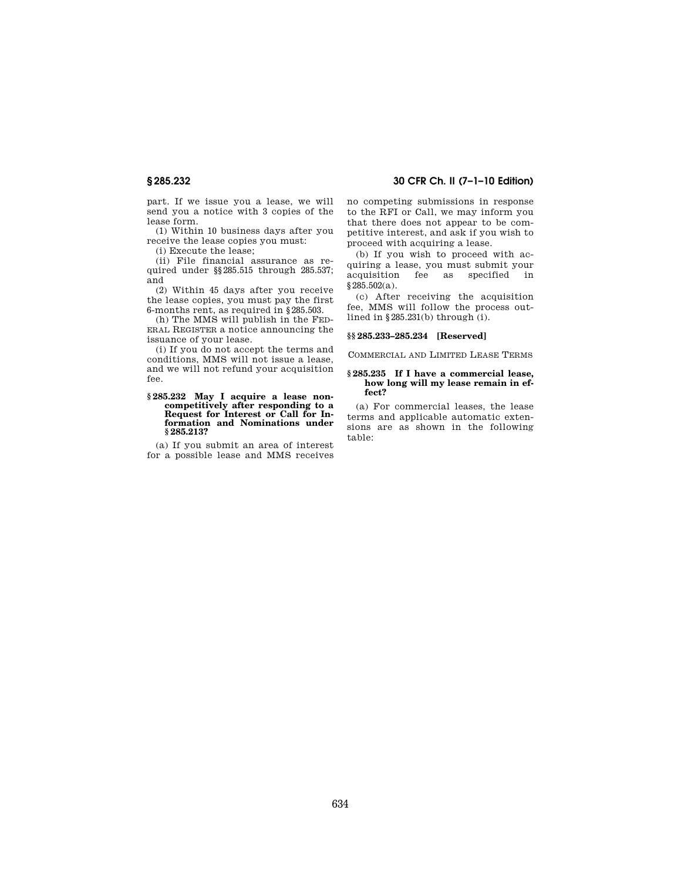part. If we issue you a lease, we will send you a notice with 3 copies of the lease form.

(1) Within 10 business days after you receive the lease copies you must:

(i) Execute the lease;

(ii) File financial assurance as required under §§285.515 through 285.537; and

(2) Within 45 days after you receive the lease copies, you must pay the first 6-months rent, as required in §285.503.

(h) The MMS will publish in the FEDERAL REGISTER a notice announcing the issuance of your lease.

(i) If you do not accept the terms and conditions, MMS will not issue a lease, and we will not refund your acquisition fee.

### §285.232 May I acquire a lease noncompetitively after responding to a Request for Interest or Call for Information and Nominations under §285.213?

(a) If you submit an area of interest for a possible lease and MMS receives no competing submissions in response to the RFI or Call, we may inform you that there does not appear to be competitive interest, and ask if you wish to proceed with acquiring a lease.

(b) If you wish to proceed with acquiring a lease, you must submit your acquisition fee as specified in §285.502(a).

(c) After receiving the acquisition fee, MMS will follow the process outlined in §285.231(b) through (i).

### §§285.233–285.234 [Reserved]

## COMMERCIAL AND LIMITED LEASE TERMS

### §285.235 If I have a commercial lease, how long will my lease remain in effect?

(a) For commercial leases, the lease terms and applicable automatic extensions are as shown in the following table: